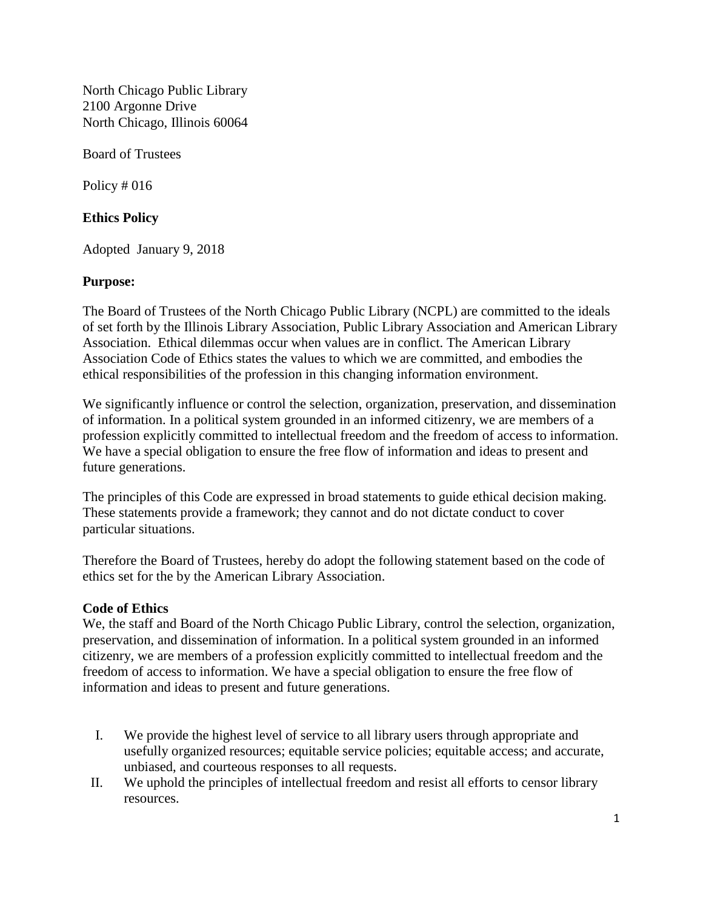North Chicago Public Library
2100 Argonne Drive
North Chicago, Illinois 60064

Board of Trustees

Policy # 016

**Ethics Policy**

Adopted January 9, 2018

**Purpose:**

The Board of Trustees of the North Chicago Public Library (NCPL) are committed to the ideals of set forth by the Illinois Library Association, Public Library Association and American Library Association. Ethical dilemmas occur when values are in conflict. The American Library Association Code of Ethics states the values to which we are committed, and embodies the ethical responsibilities of the profession in this changing information environment.

We significantly influence or control the selection, organization, preservation, and dissemination of information. In a political system grounded in an informed citizenry, we are members of a profession explicitly committed to intellectual freedom and the freedom of access to information. We have a special obligation to ensure the free flow of information and ideas to present and future generations.

The principles of this Code are expressed in broad statements to guide ethical decision making. These statements provide a framework; they cannot and do not dictate conduct to cover particular situations.

Therefore the Board of Trustees, hereby do adopt the following statement based on the code of ethics set for the by the American Library Association.

**Code of Ethics**

We, the staff and Board of the North Chicago Public Library, control the selection, organization, preservation, and dissemination of information. In a political system grounded in an informed citizenry, we are members of a profession explicitly committed to intellectual freedom and the freedom of access to information. We have a special obligation to ensure the free flow of information and ideas to present and future generations.

I. We provide the highest level of service to all library users through appropriate and usefully organized resources; equitable service policies; equitable access; and accurate, unbiased, and courteous responses to all requests.

II. We uphold the principles of intellectual freedom and resist all efforts to censor library resources.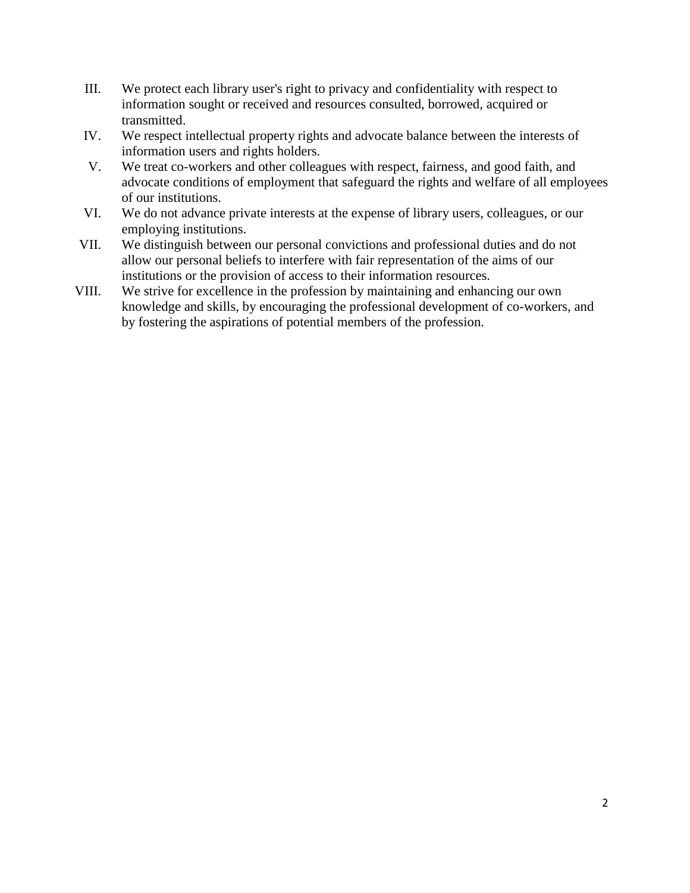III. We protect each library user's right to privacy and confidentiality with respect to information sought or received and resources consulted, borrowed, acquired or transmitted.

IV. We respect intellectual property rights and advocate balance between the interests of information users and rights holders.

V. We treat co-workers and other colleagues with respect, fairness, and good faith, and advocate conditions of employment that safeguard the rights and welfare of all employees of our institutions.

VI. We do not advance private interests at the expense of library users, colleagues, or our employing institutions.

VII. We distinguish between our personal convictions and professional duties and do not allow our personal beliefs to interfere with fair representation of the aims of our institutions or the provision of access to their information resources.

VIII. We strive for excellence in the profession by maintaining and enhancing our own knowledge and skills, by encouraging the professional development of co-workers, and by fostering the aspirations of potential members of the profession.